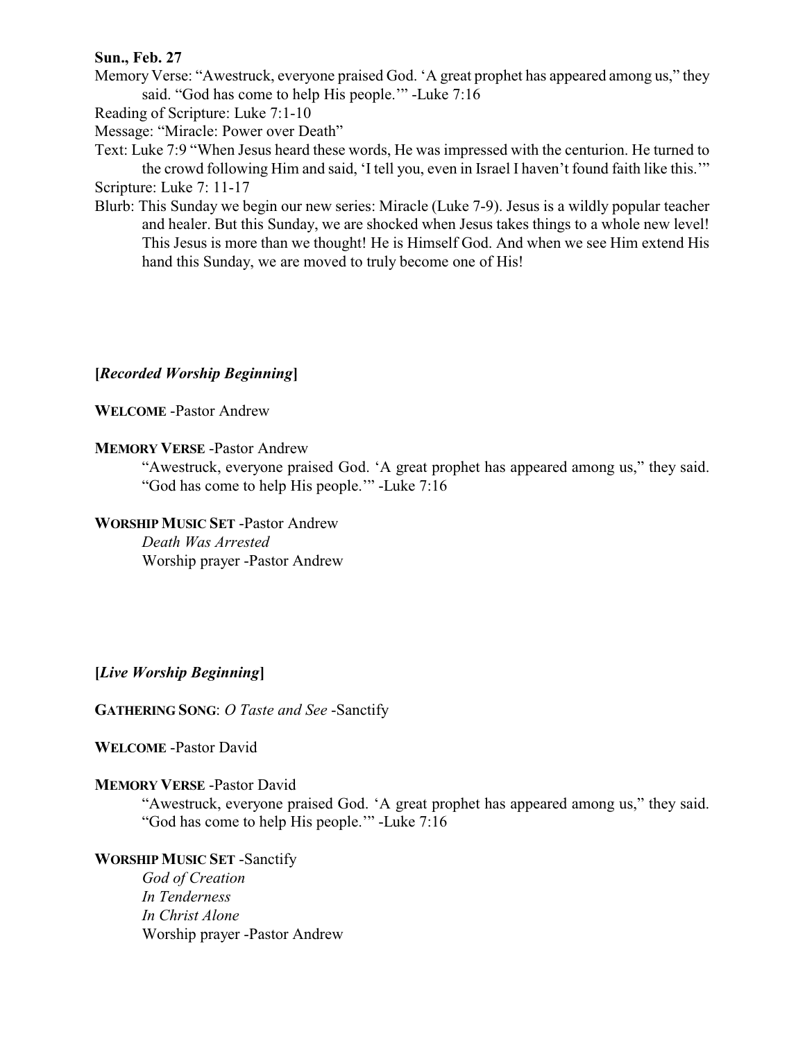**Sun., Feb. 27**

Memory Verse: "Awestruck, everyone praised God. 'A great prophet has appeared among us," they said. "God has come to help His people.'" -Luke 7:16

Reading of Scripture: Luke 7:1-10

Message: "Miracle: Power over Death"

Text: Luke 7:9 "When Jesus heard these words, He was impressed with the centurion. He turned to the crowd following Him and said, 'I tell you, even in Israel I haven't found faith like this.'"

Scripture: Luke 7: 11-17

Blurb: This Sunday we begin our new series: Miracle (Luke 7-9). Jesus is a wildly popular teacher and healer. But this Sunday, we are shocked when Jesus takes things to a whole new level! This Jesus is more than we thought! He is Himself God. And when we see Him extend His hand this Sunday, we are moved to truly become one of His!

**[*Recorded Worship Beginning*]**

**WELCOME** -Pastor Andrew

**MEMORY VERSE** -Pastor Andrew

> "Awestruck, everyone praised God. 'A great prophet has appeared among us," they said. "God has come to help His people.'" -Luke 7:16

**WORSHIP MUSIC SET** -Pastor Andrew

> *Death Was Arrested*
> Worship prayer -Pastor Andrew

**[*Live Worship Beginning*]**

**GATHERING SONG**: *O Taste and See* -Sanctify

**WELCOME** -Pastor David

**MEMORY VERSE** -Pastor David

> "Awestruck, everyone praised God. 'A great prophet has appeared among us," they said. "God has come to help His people.'" -Luke 7:16

**WORSHIP MUSIC SET** -Sanctify

> *God of Creation*
> *In Tenderness*
> *In Christ Alone*
> Worship prayer -Pastor Andrew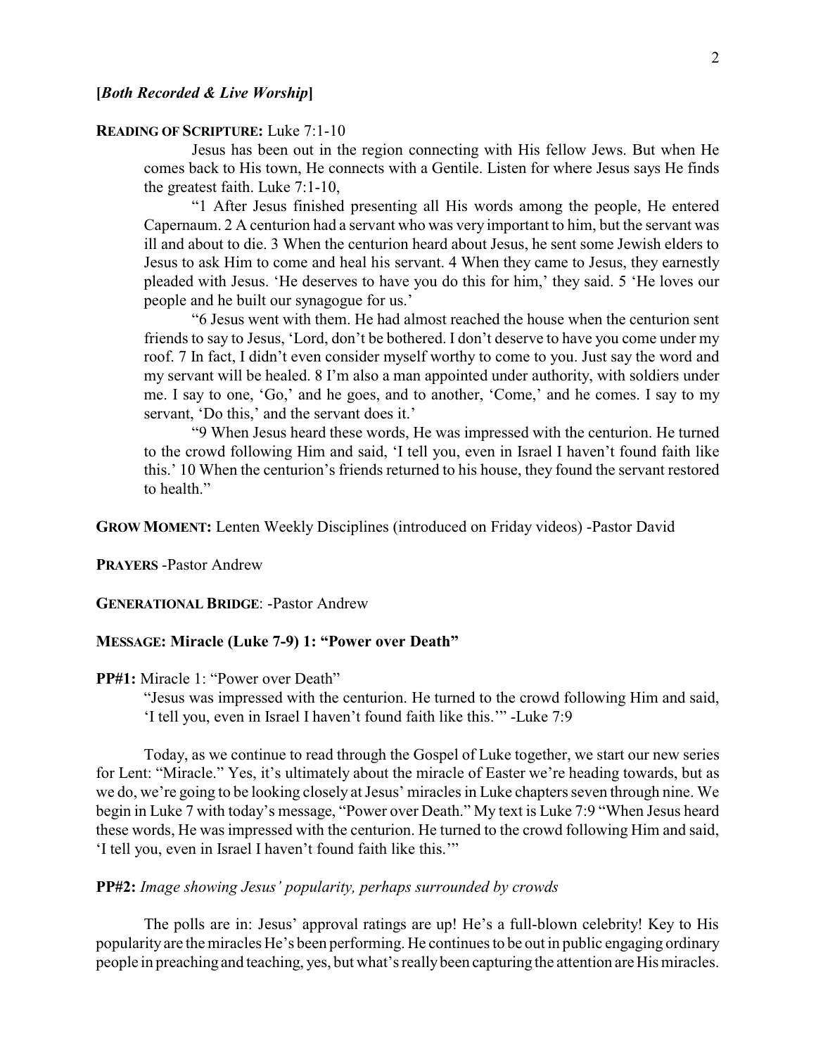**[*Both Recorded & Live Worship*]**

**READING OF SCRIPTURE:** Luke 7:1-10

Jesus has been out in the region connecting with His fellow Jews. But when He comes back to His town, He connects with a Gentile. Listen for where Jesus says He finds the greatest faith. Luke 7:1-10,

"1 After Jesus finished presenting all His words among the people, He entered Capernaum. 2 A centurion had a servant who was very important to him, but the servant was ill and about to die. 3 When the centurion heard about Jesus, he sent some Jewish elders to Jesus to ask Him to come and heal his servant. 4 When they came to Jesus, they earnestly pleaded with Jesus. 'He deserves to have you do this for him,' they said. 5 'He loves our people and he built our synagogue for us.'

"6 Jesus went with them. He had almost reached the house when the centurion sent friends to say to Jesus, 'Lord, don't be bothered. I don't deserve to have you come under my roof. 7 In fact, I didn't even consider myself worthy to come to you. Just say the word and my servant will be healed. 8 I'm also a man appointed under authority, with soldiers under me. I say to one, 'Go,' and he goes, and to another, 'Come,' and he comes. I say to my servant, 'Do this,' and the servant does it.'

"9 When Jesus heard these words, He was impressed with the centurion. He turned to the crowd following Him and said, 'I tell you, even in Israel I haven't found faith like this.' 10 When the centurion's friends returned to his house, they found the servant restored to health."

**GROW MOMENT:** Lenten Weekly Disciplines (introduced on Friday videos) -Pastor David

**PRAYERS** -Pastor Andrew

**GENERATIONAL BRIDGE**: -Pastor Andrew

**MESSAGE: Miracle (Luke 7-9) 1: "Power over Death"**

**PP#1:** Miracle 1: "Power over Death"

"Jesus was impressed with the centurion. He turned to the crowd following Him and said, 'I tell you, even in Israel I haven't found faith like this.'" -Luke 7:9

Today, as we continue to read through the Gospel of Luke together, we start our new series for Lent: "Miracle." Yes, it's ultimately about the miracle of Easter we're heading towards, but as we do, we're going to be looking closely at Jesus' miracles in Luke chapters seven through nine. We begin in Luke 7 with today's message, "Power over Death." My text is Luke 7:9 "When Jesus heard these words, He was impressed with the centurion. He turned to the crowd following Him and said, 'I tell you, even in Israel I haven't found faith like this.'"

**PP#2:** *Image showing Jesus' popularity, perhaps surrounded by crowds*

The polls are in: Jesus' approval ratings are up! He's a full-blown celebrity! Key to His popularity are the miracles He's been performing. He continues to be out in public engaging ordinary people in preaching and teaching, yes, but what's really been capturing the attention are His miracles.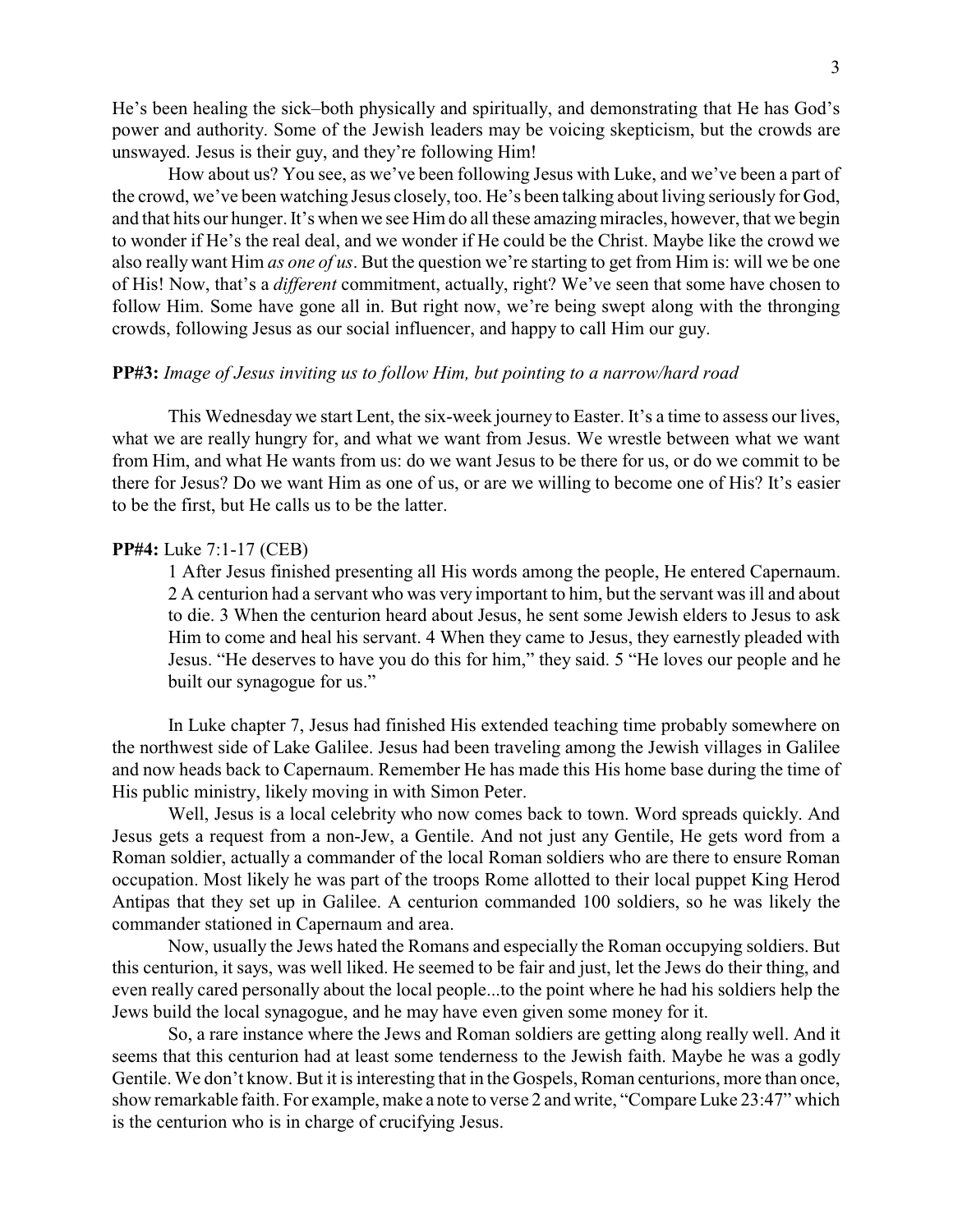He's been healing the sick–both physically and spiritually, and demonstrating that He has God's power and authority. Some of the Jewish leaders may be voicing skepticism, but the crowds are unswayed. Jesus is their guy, and they're following Him!

How about us? You see, as we've been following Jesus with Luke, and we've been a part of the crowd, we've been watching Jesus closely, too. He's been talking about living seriously for God, and that hits our hunger. It's when we see Him do all these amazing miracles, however, that we begin to wonder if He's the real deal, and we wonder if He could be the Christ. Maybe like the crowd we also really want Him *as one of us*. But the question we're starting to get from Him is: will we be one of His! Now, that's a *different* commitment, actually, right? We've seen that some have chosen to follow Him. Some have gone all in. But right now, we're being swept along with the thronging crowds, following Jesus as our social influencer, and happy to call Him our guy.

**PP#3:** *Image of Jesus inviting us to follow Him, but pointing to a narrow/hard road*

This Wednesday we start Lent, the six-week journey to Easter. It's a time to assess our lives, what we are really hungry for, and what we want from Jesus. We wrestle between what we want from Him, and what He wants from us: do we want Jesus to be there for us, or do we commit to be there for Jesus? Do we want Him as one of us, or are we willing to become one of His? It's easier to be the first, but He calls us to be the latter.

**PP#4:** Luke 7:1-17 (CEB)

> 1 After Jesus finished presenting all His words among the people, He entered Capernaum. 2 A centurion had a servant who was very important to him, but the servant was ill and about to die. 3 When the centurion heard about Jesus, he sent some Jewish elders to Jesus to ask Him to come and heal his servant. 4 When they came to Jesus, they earnestly pleaded with Jesus. "He deserves to have you do this for him," they said. 5 "He loves our people and he built our synagogue for us."

In Luke chapter 7, Jesus had finished His extended teaching time probably somewhere on the northwest side of Lake Galilee. Jesus had been traveling among the Jewish villages in Galilee and now heads back to Capernaum. Remember He has made this His home base during the time of His public ministry, likely moving in with Simon Peter.

Well, Jesus is a local celebrity who now comes back to town. Word spreads quickly. And Jesus gets a request from a non-Jew, a Gentile. And not just any Gentile, He gets word from a Roman soldier, actually a commander of the local Roman soldiers who are there to ensure Roman occupation. Most likely he was part of the troops Rome allotted to their local puppet King Herod Antipas that they set up in Galilee. A centurion commanded 100 soldiers, so he was likely the commander stationed in Capernaum and area.

Now, usually the Jews hated the Romans and especially the Roman occupying soldiers. But this centurion, it says, was well liked. He seemed to be fair and just, let the Jews do their thing, and even really cared personally about the local people...to the point where he had his soldiers help the Jews build the local synagogue, and he may have even given some money for it.

So, a rare instance where the Jews and Roman soldiers are getting along really well. And it seems that this centurion had at least some tenderness to the Jewish faith. Maybe he was a godly Gentile. We don't know. But it is interesting that in the Gospels, Roman centurions, more than once, show remarkable faith. For example, make a note to verse 2 and write, "Compare Luke 23:47" which is the centurion who is in charge of crucifying Jesus.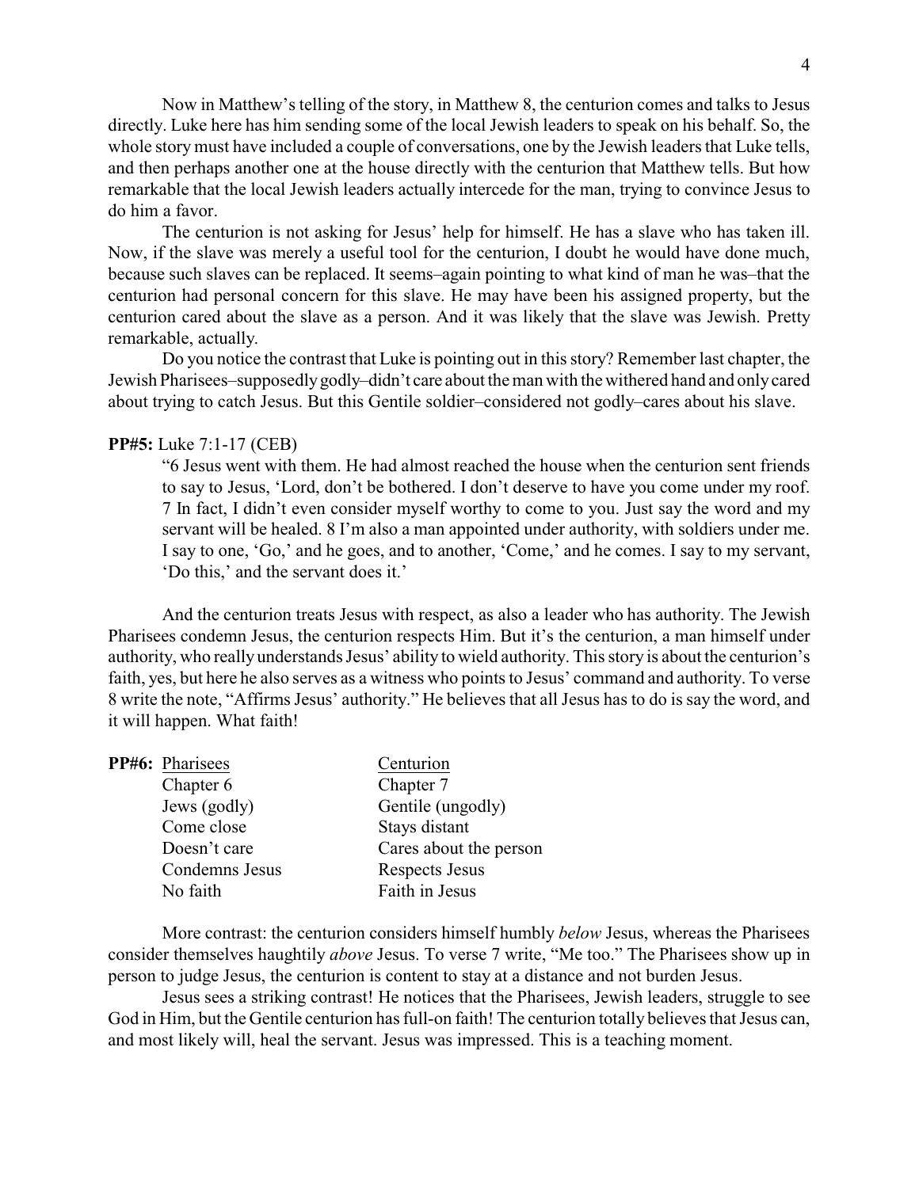Now in Matthew's telling of the story, in Matthew 8, the centurion comes and talks to Jesus directly. Luke here has him sending some of the local Jewish leaders to speak on his behalf. So, the whole story must have included a couple of conversations, one by the Jewish leaders that Luke tells, and then perhaps another one at the house directly with the centurion that Matthew tells. But how remarkable that the local Jewish leaders actually intercede for the man, trying to convince Jesus to do him a favor.

The centurion is not asking for Jesus' help for himself. He has a slave who has taken ill. Now, if the slave was merely a useful tool for the centurion, I doubt he would have done much, because such slaves can be replaced. It seems–again pointing to what kind of man he was–that the centurion had personal concern for this slave. He may have been his assigned property, but the centurion cared about the slave as a person. And it was likely that the slave was Jewish. Pretty remarkable, actually.

Do you notice the contrast that Luke is pointing out in this story? Remember last chapter, the Jewish Pharisees–supposedly godly–didn't care about the man with the withered hand and only cared about trying to catch Jesus. But this Gentile soldier–considered not godly–cares about his slave.

**PP#5:** Luke 7:1-17 (CEB)

> "6 Jesus went with them. He had almost reached the house when the centurion sent friends to say to Jesus, 'Lord, don't be bothered. I don't deserve to have you come under my roof. 7 In fact, I didn't even consider myself worthy to come to you. Just say the word and my servant will be healed. 8 I'm also a man appointed under authority, with soldiers under me. I say to one, 'Go,' and he goes, and to another, 'Come,' and he comes. I say to my servant, 'Do this,' and the servant does it.'

And the centurion treats Jesus with respect, as also a leader who has authority. The Jewish Pharisees condemn Jesus, the centurion respects Him. But it's the centurion, a man himself under authority, who really understands Jesus' ability to wield authority. This story is about the centurion's faith, yes, but here he also serves as a witness who points to Jesus' command and authority. To verse 8 write the note, "Affirms Jesus' authority." He believes that all Jesus has to do is say the word, and it will happen. What faith!

**PP#6:**

| Pharisees | Centurion |
|---|---|
| Chapter 6 | Chapter 7 |
| Jews (godly) | Gentile (ungodly) |
| Come close | Stays distant |
| Doesn't care | Cares about the person |
| Condemns Jesus | Respects Jesus |
| No faith | Faith in Jesus |

More contrast: the centurion considers himself humbly *below* Jesus, whereas the Pharisees consider themselves haughtily *above* Jesus. To verse 7 write, "Me too." The Pharisees show up in person to judge Jesus, the centurion is content to stay at a distance and not burden Jesus.

Jesus sees a striking contrast! He notices that the Pharisees, Jewish leaders, struggle to see God in Him, but the Gentile centurion has full-on faith! The centurion totally believes that Jesus can, and most likely will, heal the servant. Jesus was impressed. This is a teaching moment.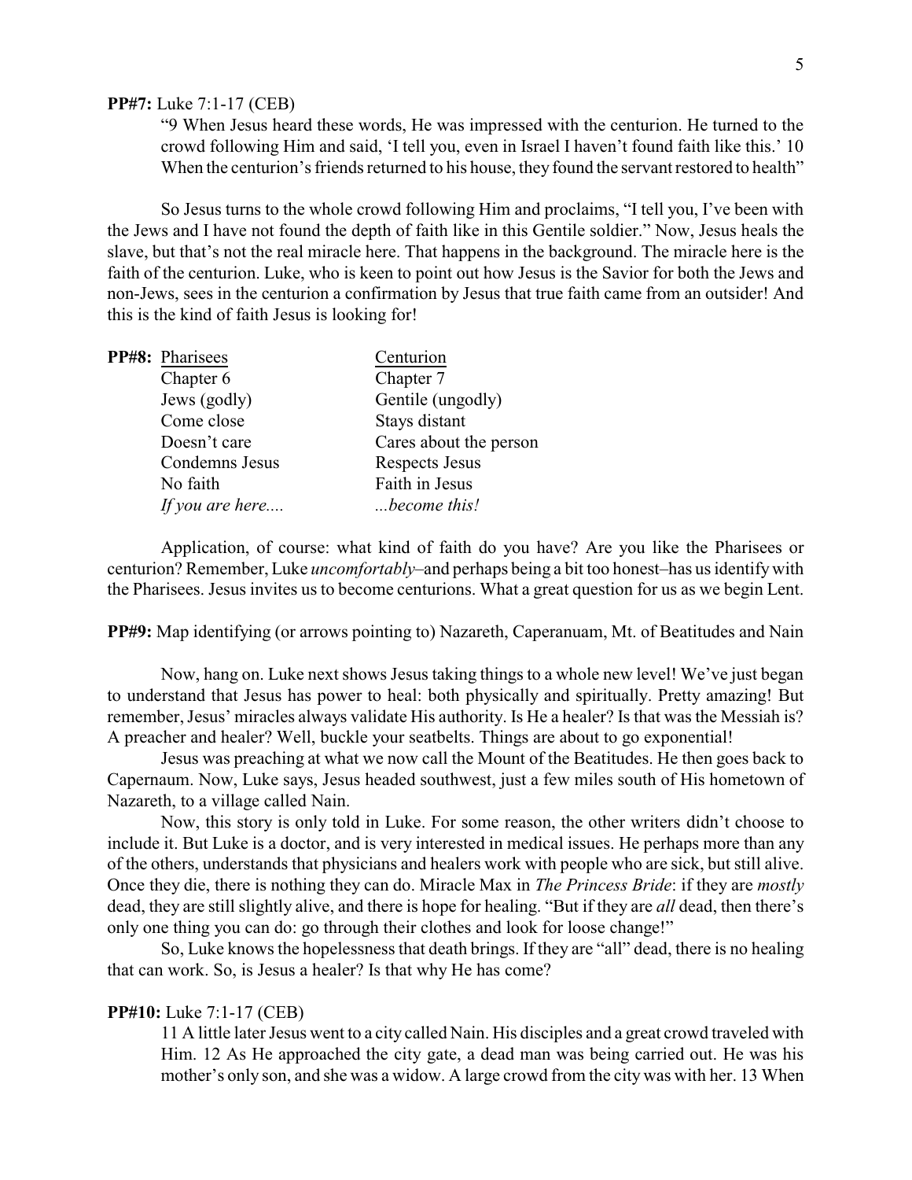**PP#7:** Luke 7:1-17 (CEB)

> "9 When Jesus heard these words, He was impressed with the centurion. He turned to the crowd following Him and said, 'I tell you, even in Israel I haven't found faith like this.' 10 When the centurion's friends returned to his house, they found the servant restored to health"

So Jesus turns to the whole crowd following Him and proclaims, "I tell you, I've been with the Jews and I have not found the depth of faith like in this Gentile soldier." Now, Jesus heals the slave, but that's not the real miracle here. That happens in the background. The miracle here is the faith of the centurion. Luke, who is keen to point out how Jesus is the Savior for both the Jews and non-Jews, sees in the centurion a confirmation by Jesus that true faith came from an outsider! And this is the kind of faith Jesus is looking for!

**PP#8:**

| Pharisees | Centurion |
|---|---|
| Chapter 6 | Chapter 7 |
| Jews (godly) | Gentile (ungodly) |
| Come close | Stays distant |
| Doesn't care | Cares about the person |
| Condemns Jesus | Respects Jesus |
| No faith | Faith in Jesus |
| *If you are here....* | *...become this!* |

Application, of course: what kind of faith do you have? Are you like the Pharisees or centurion? Remember, Luke *uncomfortably*–and perhaps being a bit too honest–has us identify with the Pharisees. Jesus invites us to become centurions. What a great question for us as we begin Lent.

**PP#9:** Map identifying (or arrows pointing to) Nazareth, Caperanuam, Mt. of Beatitudes and Nain

Now, hang on. Luke next shows Jesus taking things to a whole new level! We've just began to understand that Jesus has power to heal: both physically and spiritually. Pretty amazing! But remember, Jesus' miracles always validate His authority. Is He a healer? Is that was the Messiah is? A preacher and healer? Well, buckle your seatbelts. Things are about to go exponential!

Jesus was preaching at what we now call the Mount of the Beatitudes. He then goes back to Capernaum. Now, Luke says, Jesus headed southwest, just a few miles south of His hometown of Nazareth, to a village called Nain.

Now, this story is only told in Luke. For some reason, the other writers didn't choose to include it. But Luke is a doctor, and is very interested in medical issues. He perhaps more than any of the others, understands that physicians and healers work with people who are sick, but still alive. Once they die, there is nothing they can do. Miracle Max in *The Princess Bride*: if they are *mostly* dead, they are still slightly alive, and there is hope for healing. "But if they are *all* dead, then there's only one thing you can do: go through their clothes and look for loose change!"

So, Luke knows the hopelessness that death brings. If they are "all" dead, there is no healing that can work. So, is Jesus a healer? Is that why He has come?

**PP#10:** Luke 7:1-17 (CEB)

> 11 A little later Jesus went to a city called Nain. His disciples and a great crowd traveled with Him. 12 As He approached the city gate, a dead man was being carried out. He was his mother's only son, and she was a widow. A large crowd from the city was with her. 13 When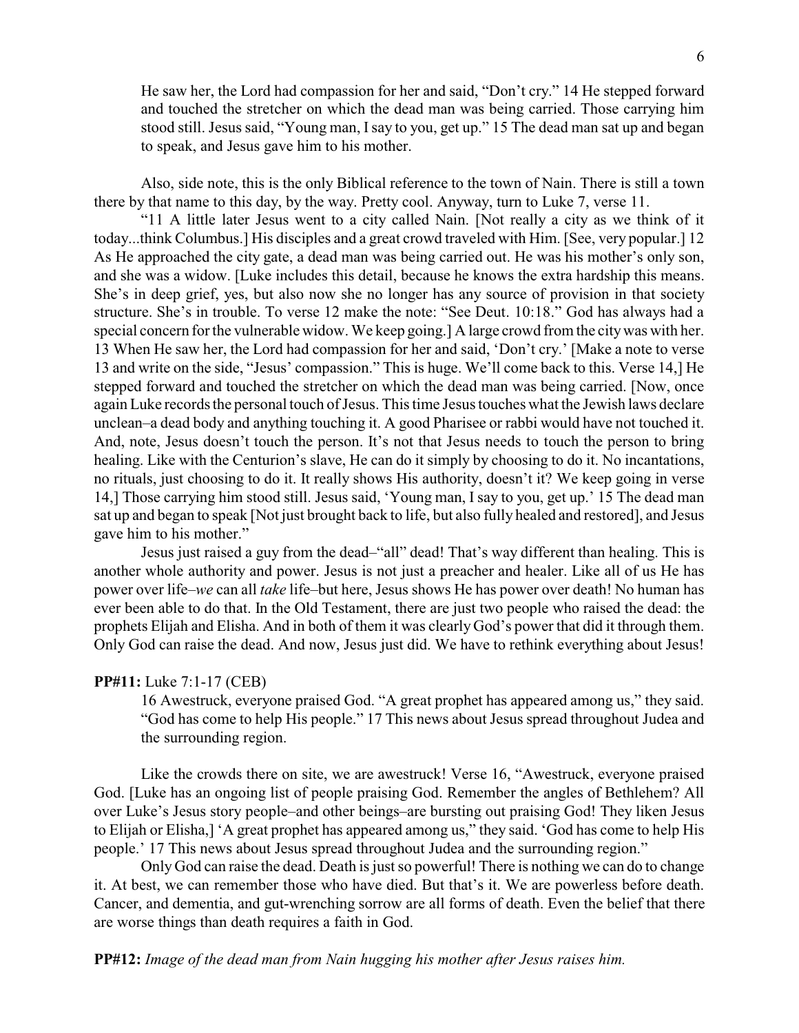He saw her, the Lord had compassion for her and said, "Don't cry." 14 He stepped forward and touched the stretcher on which the dead man was being carried. Those carrying him stood still. Jesus said, "Young man, I say to you, get up." 15 The dead man sat up and began to speak, and Jesus gave him to his mother.

Also, side note, this is the only Biblical reference to the town of Nain. There is still a town there by that name to this day, by the way. Pretty cool. Anyway, turn to Luke 7, verse 11.

"11 A little later Jesus went to a city called Nain. [Not really a city as we think of it today...think Columbus.] His disciples and a great crowd traveled with Him. [See, very popular.] 12 As He approached the city gate, a dead man was being carried out. He was his mother's only son, and she was a widow. [Luke includes this detail, because he knows the extra hardship this means. She's in deep grief, yes, but also now she no longer has any source of provision in that society structure. She's in trouble. To verse 12 make the note: "See Deut. 10:18." God has always had a special concern for the vulnerable widow. We keep going.] A large crowd from the city was with her. 13 When He saw her, the Lord had compassion for her and said, 'Don't cry.' [Make a note to verse 13 and write on the side, "Jesus' compassion." This is huge. We'll come back to this. Verse 14,] He stepped forward and touched the stretcher on which the dead man was being carried. [Now, once again Luke records the personal touch of Jesus. This time Jesus touches what the Jewish laws declare unclean–a dead body and anything touching it. A good Pharisee or rabbi would have not touched it. And, note, Jesus doesn't touch the person. It's not that Jesus needs to touch the person to bring healing. Like with the Centurion's slave, He can do it simply by choosing to do it. No incantations, no rituals, just choosing to do it. It really shows His authority, doesn't it? We keep going in verse 14,] Those carrying him stood still. Jesus said, 'Young man, I say to you, get up.' 15 The dead man sat up and began to speak [Not just brought back to life, but also fully healed and restored], and Jesus gave him to his mother."

Jesus just raised a guy from the dead–"all" dead! That's way different than healing. This is another whole authority and power. Jesus is not just a preacher and healer. Like all of us He has power over life–*we* can all *take* life–but here, Jesus shows He has power over death! No human has ever been able to do that. In the Old Testament, there are just two people who raised the dead: the prophets Elijah and Elisha. And in both of them it was clearly God's power that did it through them. Only God can raise the dead. And now, Jesus just did. We have to rethink everything about Jesus!

**PP#11:** Luke 7:1-17 (CEB)

> 16 Awestruck, everyone praised God. "A great prophet has appeared among us," they said. "God has come to help His people." 17 This news about Jesus spread throughout Judea and the surrounding region.

Like the crowds there on site, we are awestruck! Verse 16, "Awestruck, everyone praised God. [Luke has an ongoing list of people praising God. Remember the angles of Bethlehem? All over Luke's Jesus story people–and other beings–are bursting out praising God! They liken Jesus to Elijah or Elisha,] 'A great prophet has appeared among us," they said. 'God has come to help His people.' 17 This news about Jesus spread throughout Judea and the surrounding region."

Only God can raise the dead. Death is just so powerful! There is nothing we can do to change it. At best, we can remember those who have died. But that's it. We are powerless before death. Cancer, and dementia, and gut-wrenching sorrow are all forms of death. Even the belief that there are worse things than death requires a faith in God.

**PP#12:** *Image of the dead man from Nain hugging his mother after Jesus raises him.*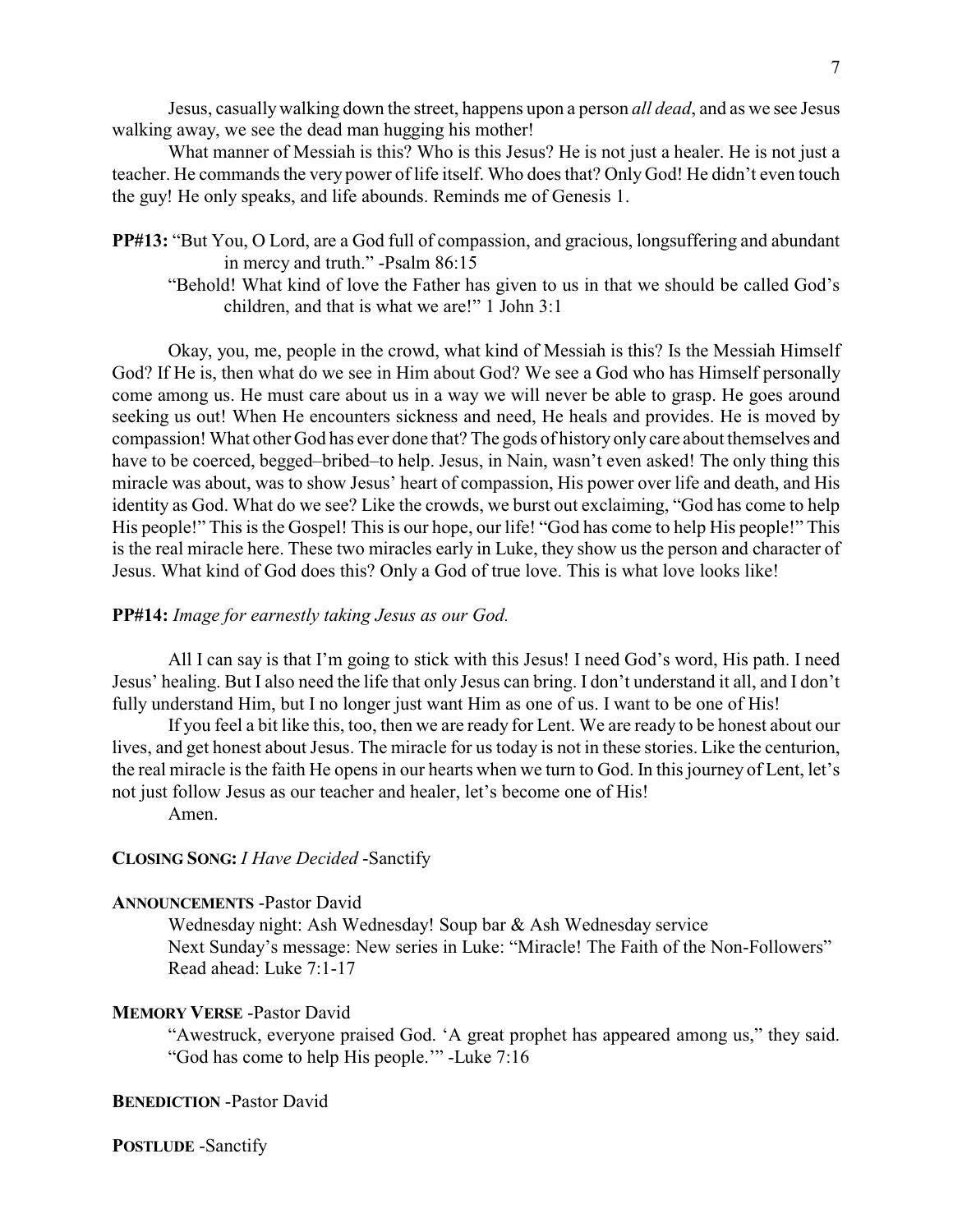Jesus, casually walking down the street, happens upon a person *all dead*, and as we see Jesus walking away, we see the dead man hugging his mother!

What manner of Messiah is this? Who is this Jesus? He is not just a healer. He is not just a teacher. He commands the very power of life itself. Who does that? Only God! He didn't even touch the guy! He only speaks, and life abounds. Reminds me of Genesis 1.

**PP#13:** "But You, O Lord, are a God full of compassion, and gracious, longsuffering and abundant in mercy and truth." -Psalm 86:15

"Behold! What kind of love the Father has given to us in that we should be called God's children, and that is what we are!" 1 John 3:1

Okay, you, me, people in the crowd, what kind of Messiah is this? Is the Messiah Himself God? If He is, then what do we see in Him about God? We see a God who has Himself personally come among us. He must care about us in a way we will never be able to grasp. He goes around seeking us out! When He encounters sickness and need, He heals and provides. He is moved by compassion! What other God has ever done that? The gods of history only care about themselves and have to be coerced, begged–bribed–to help. Jesus, in Nain, wasn't even asked! The only thing this miracle was about, was to show Jesus' heart of compassion, His power over life and death, and His identity as God. What do we see? Like the crowds, we burst out exclaiming, "God has come to help His people!" This is the Gospel! This is our hope, our life! "God has come to help His people!" This is the real miracle here. These two miracles early in Luke, they show us the person and character of Jesus. What kind of God does this? Only a God of true love. This is what love looks like!

**PP#14:** *Image for earnestly taking Jesus as our God.*

All I can say is that I'm going to stick with this Jesus! I need God's word, His path. I need Jesus' healing. But I also need the life that only Jesus can bring. I don't understand it all, and I don't fully understand Him, but I no longer just want Him as one of us. I want to be one of His!

If you feel a bit like this, too, then we are ready for Lent. We are ready to be honest about our lives, and get honest about Jesus. The miracle for us today is not in these stories. Like the centurion, the real miracle is the faith He opens in our hearts when we turn to God. In this journey of Lent, let's not just follow Jesus as our teacher and healer, let's become one of His!

Amen.

**CLOSING SONG:** *I Have Decided* -Sanctify

**ANNOUNCEMENTS** -Pastor David

Wednesday night: Ash Wednesday! Soup bar & Ash Wednesday service
Next Sunday's message: New series in Luke: "Miracle! The Faith of the Non-Followers"
Read ahead: Luke 7:1-17

**MEMORY VERSE** -Pastor David

"Awestruck, everyone praised God. 'A great prophet has appeared among us," they said. "God has come to help His people.'" -Luke 7:16

**BENEDICTION** -Pastor David

**POSTLUDE** -Sanctify